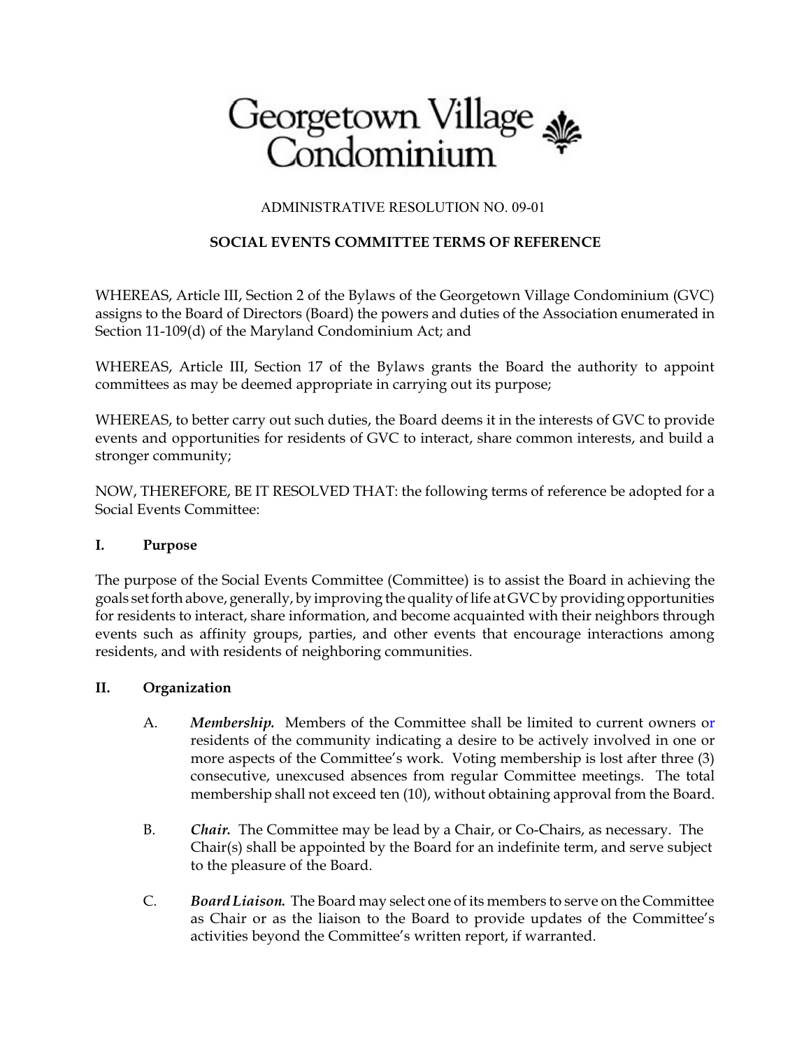# Georgetown Village Condominium

ADMINISTRATIVE RESOLUTION NO. 09-01

**SOCIAL EVENTS COMMITTEE TERMS OF REFERENCE**

WHEREAS, Article III, Section 2 of the Bylaws of the Georgetown Village Condominium (GVC) assigns to the Board of Directors (Board) the powers and duties of the Association enumerated in Section 11-109(d) of the Maryland Condominium Act; and

WHEREAS, Article III, Section 17 of the Bylaws grants the Board the authority to appoint committees as may be deemed appropriate in carrying out its purpose;

WHEREAS, to better carry out such duties, the Board deems it in the interests of GVC to provide events and opportunities for residents of GVC to interact, share common interests, and build a stronger community;

NOW, THEREFORE, BE IT RESOLVED THAT: the following terms of reference be adopted for a Social Events Committee:

## I. Purpose

The purpose of the Social Events Committee (Committee) is to assist the Board in achieving the goals set forth above, generally, by improving the quality of life at GVC by providing opportunities for residents to interact, share information, and become acquainted with their neighbors through events such as affinity groups, parties, and other events that encourage interactions among residents, and with residents of neighboring communities.

## II. Organization

A. ***Membership.*** Members of the Committee shall be limited to current owners or residents of the community indicating a desire to be actively involved in one or more aspects of the Committee's work. Voting membership is lost after three (3) consecutive, unexcused absences from regular Committee meetings. The total membership shall not exceed ten (10), without obtaining approval from the Board.

B. ***Chair.*** The Committee may be lead by a Chair, or Co-Chairs, as necessary. The Chair(s) shall be appointed by the Board for an indefinite term, and serve subject to the pleasure of the Board.

C. ***Board Liaison.*** The Board may select one of its members to serve on the Committee as Chair or as the liaison to the Board to provide updates of the Committee's activities beyond the Committee's written report, if warranted.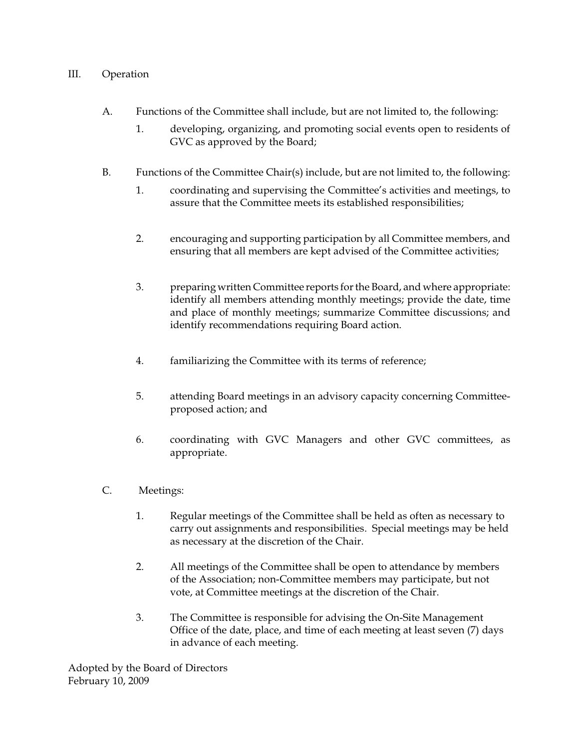## III. Operation

A. Functions of the Committee shall include, but are not limited to, the following:

1. developing, organizing, and promoting social events open to residents of GVC as approved by the Board;

B. Functions of the Committee Chair(s) include, but are not limited to, the following:

1. coordinating and supervising the Committee's activities and meetings, to assure that the Committee meets its established responsibilities;

2. encouraging and supporting participation by all Committee members, and ensuring that all members are kept advised of the Committee activities;

3. preparing written Committee reports for the Board, and where appropriate: identify all members attending monthly meetings; provide the date, time and place of monthly meetings; summarize Committee discussions; and identify recommendations requiring Board action.

4. familiarizing the Committee with its terms of reference;

5. attending Board meetings in an advisory capacity concerning Committee-proposed action; and

6. coordinating with GVC Managers and other GVC committees, as appropriate.

C. Meetings:

1. Regular meetings of the Committee shall be held as often as necessary to carry out assignments and responsibilities. Special meetings may be held as necessary at the discretion of the Chair.

2. All meetings of the Committee shall be open to attendance by members of the Association; non-Committee members may participate, but not vote, at Committee meetings at the discretion of the Chair.

3. The Committee is responsible for advising the On-Site Management Office of the date, place, and time of each meeting at least seven (7) days in advance of each meeting.

Adopted by the Board of Directors
February 10, 2009